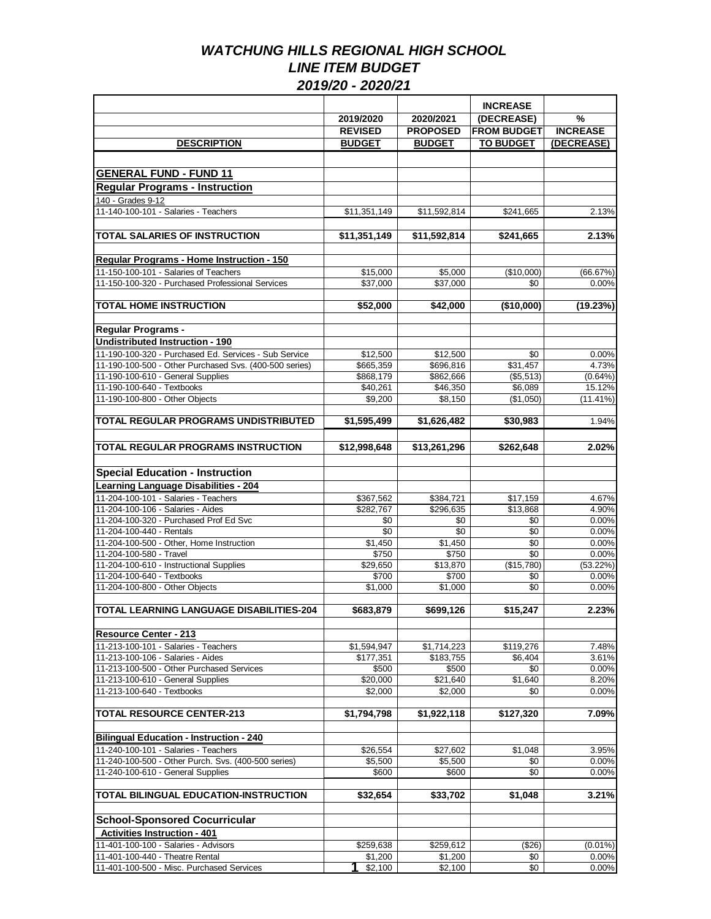# *WATCHUNG HILLS REGIONAL HIGH SCHOOL*
## *LINE ITEM BUDGET*
## *2019/20 - 2020/21*

| DESCRIPTION | 2019/2020 REVISED BUDGET | 2020/2021 PROPOSED BUDGET | INCREASE (DECREASE) FROM BUDGET TO BUDGET | % INCREASE (DECREASE) |
|---|---|---|---|---|
| **GENERAL FUND - FUND 11** | | | | |
| **Regular Programs - Instruction** | | | | |
| 140 - Grades 9-12 | | | | |
| 11-140-100-101 - Salaries - Teachers | $11,351,149 | $11,592,814 | $241,665 | 2.13% |
| **TOTAL SALARIES OF INSTRUCTION** | **$11,351,149** | **$11,592,814** | **$241,665** | **2.13%** |
| **Regular Programs - Home Instruction - 150** | | | | |
| 11-150-100-101 - Salaries of Teachers | $15,000 | $5,000 | ($10,000) | (66.67%) |
| 11-150-100-320 - Purchased Professional Services | $37,000 | $37,000 | $0 | 0.00% |
| **TOTAL HOME INSTRUCTION** | **$52,000** | **$42,000** | **($10,000)** | **(19.23%)** |
| **Regular Programs -** | | | | |
| **Undistributed Instruction - 190** | | | | |
| 11-190-100-320 - Purchased Ed. Services - Sub Service | $12,500 | $12,500 | $0 | 0.00% |
| 11-190-100-500 - Other Purchased Svs. (400-500 series) | $665,359 | $696,816 | $31,457 | 4.73% |
| 11-190-100-610 - General Supplies | $868,179 | $862,666 | ($5,513) | (0.64%) |
| 11-190-100-640 - Textbooks | $40,261 | $46,350 | $6,089 | 15.12% |
| 11-190-100-800 - Other Objects | $9,200 | $8,150 | ($1,050) | (11.41%) |
| **TOTAL REGULAR PROGRAMS UNDISTRIBUTED** | **$1,595,499** | **$1,626,482** | **$30,983** | 1.94% |
| **TOTAL REGULAR PROGRAMS INSTRUCTION** | **$12,998,648** | **$13,261,296** | **$262,648** | **2.02%** |
| **Special Education - Instruction** | | | | |
| **Learning Language Disabilities - 204** | | | | |
| 11-204-100-101 - Salaries - Teachers | $367,562 | $384,721 | $17,159 | 4.67% |
| 11-204-100-106 - Salaries - Aides | $282,767 | $296,635 | $13,868 | 4.90% |
| 11-204-100-320 - Purchased Prof Ed Svc | $0 | $0 | $0 | 0.00% |
| 11-204-100-440 - Rentals | $0 | $0 | $0 | 0.00% |
| 11-204-100-500 - Other, Home Instruction | $1,450 | $1,450 | $0 | 0.00% |
| 11-204-100-580 - Travel | $750 | $750 | $0 | 0.00% |
| 11-204-100-610 - Instructional Supplies | $29,650 | $13,870 | ($15,780) | (53.22%) |
| 11-204-100-640 - Textbooks | $700 | $700 | $0 | 0.00% |
| 11-204-100-800 - Other Objects | $1,000 | $1,000 | $0 | 0.00% |
| **TOTAL LEARNING LANGUAGE DISABILITIES-204** | **$683,879** | **$699,126** | **$15,247** | **2.23%** |
| **Resource Center - 213** | | | | |
| 11-213-100-101 - Salaries - Teachers | $1,594,947 | $1,714,223 | $119,276 | 7.48% |
| 11-213-100-106 - Salaries - Aides | $177,351 | $183,755 | $6,404 | 3.61% |
| 11-213-100-500 - Other Purchased Services | $500 | $500 | $0 | 0.00% |
| 11-213-100-610 - General Supplies | $20,000 | $21,640 | $1,640 | 8.20% |
| 11-213-100-640 - Textbooks | $2,000 | $2,000 | $0 | 0.00% |
| **TOTAL RESOURCE CENTER-213** | **$1,794,798** | **$1,922,118** | **$127,320** | **7.09%** |
| **Bilingual Education - Instruction - 240** | | | | |
| 11-240-100-101 - Salaries - Teachers | $26,554 | $27,602 | $1,048 | 3.95% |
| 11-240-100-500 - Other Purch. Svs. (400-500 series) | $5,500 | $5,500 | $0 | 0.00% |
| 11-240-100-610 - General Supplies | $600 | $600 | $0 | 0.00% |
| **TOTAL BILINGUAL EDUCATION-INSTRUCTION** | **$32,654** | **$33,702** | **$1,048** | **3.21%** |
| **School-Sponsored Cocurricular** | | | | |
| **Activities Instruction - 401** | | | | |
| 11-401-100-100 - Salaries - Advisors | $259,638 | $259,612 | ($26) | (0.01%) |
| 11-401-100-440 - Theatre Rental | $1,200 | $1,200 | $0 | 0.00% |
| 11-401-100-500 - Misc. Purchased Services | $2,100 | $2,100 | $0 | 0.00% |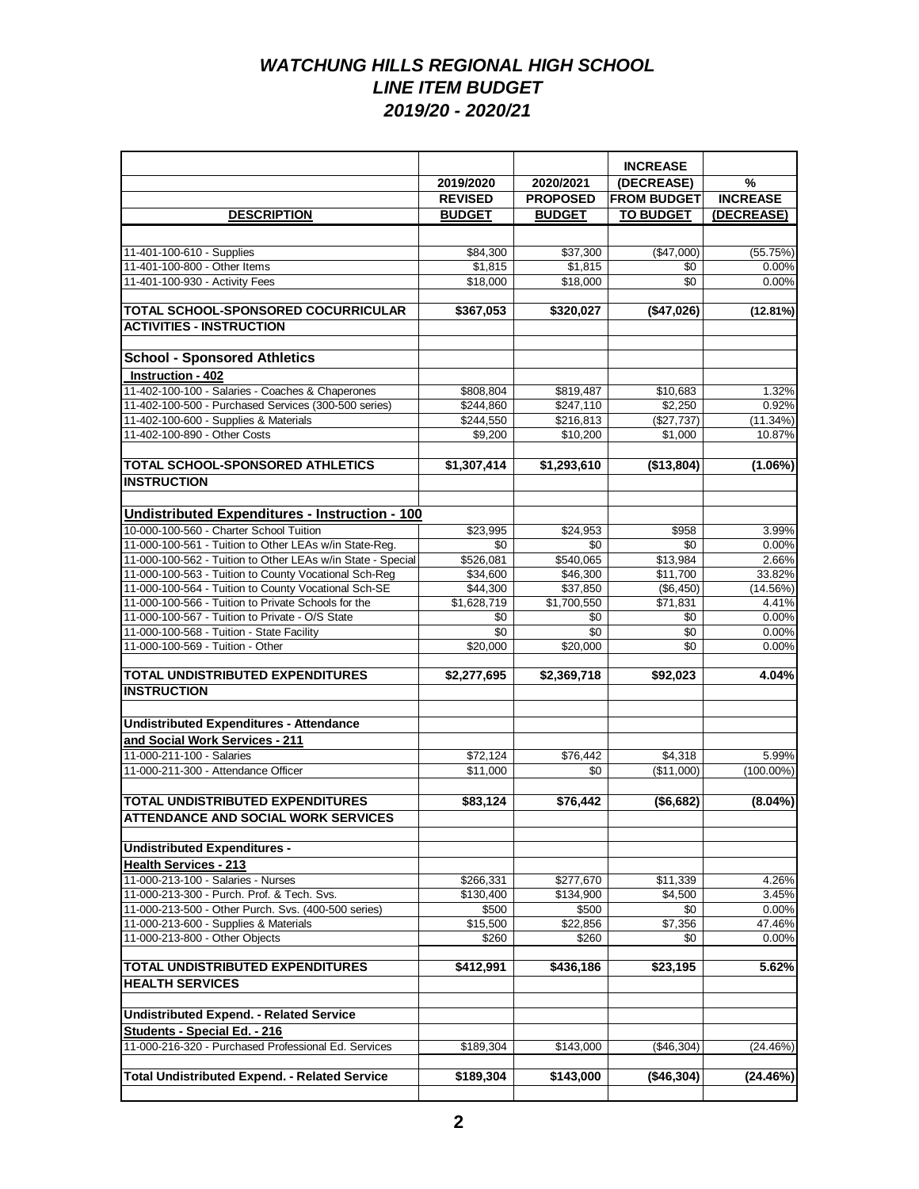# *WATCHUNG HILLS REGIONAL HIGH SCHOOL*
## *LINE ITEM BUDGET*
## *2019/20 - 2020/21*

| DESCRIPTION | 2019/2020 REVISED BUDGET | 2020/2021 PROPOSED BUDGET | INCREASE (DECREASE) FROM BUDGET TO BUDGET | % INCREASE (DECREASE) |
|---|---|---|---|---|
| 11-401-100-610 - Supplies | $84,300 | $37,300 | ($47,000) | (55.75%) |
| 11-401-100-800 - Other Items | $1,815 | $1,815 | $0 | 0.00% |
| 11-401-100-930 - Activity Fees | $18,000 | $18,000 | $0 | 0.00% |
| **TOTAL SCHOOL-SPONSORED COCURRICULAR ACTIVITIES - INSTRUCTION** | **$367,053** | **$320,027** | **($47,026)** | **(12.81%)** |
| **School - Sponsored Athletics** | | | | |
| **Instruction - 402** | | | | |
| 11-402-100-100 - Salaries - Coaches & Chaperones | $808,804 | $819,487 | $10,683 | 1.32% |
| 11-402-100-500 - Purchased Services (300-500 series) | $244,860 | $247,110 | $2,250 | 0.92% |
| 11-402-100-600 - Supplies & Materials | $244,550 | $216,813 | ($27,737) | (11.34%) |
| 11-402-100-890 - Other Costs | $9,200 | $10,200 | $1,000 | 10.87% |
| **TOTAL SCHOOL-SPONSORED ATHLETICS INSTRUCTION** | **$1,307,414** | **$1,293,610** | **($13,804)** | **(1.06%)** |
| **Undistributed Expenditures - Instruction - 100** | | | | |
| 10-000-100-560 - Charter School Tuition | $23,995 | $24,953 | $958 | 3.99% |
| 11-000-100-561 - Tuition to Other LEAs w/in State-Reg. | $0 | $0 | $0 | 0.00% |
| 11-000-100-562 - Tuition to Other LEAs w/in State - Special | $526,081 | $540,065 | $13,984 | 2.66% |
| 11-000-100-563 - Tuition to County Vocational Sch-Reg | $34,600 | $46,300 | $11,700 | 33.82% |
| 11-000-100-564 - Tuition to County Vocational Sch-SE | $44,300 | $37,850 | ($6,450) | (14.56%) |
| 11-000-100-566 - Tuition to Private Schools for the | $1,628,719 | $1,700,550 | $71,831 | 4.41% |
| 11-000-100-567 - Tuition to Private - O/S State | $0 | $0 | $0 | 0.00% |
| 11-000-100-568 - Tuition - State Facility | $0 | $0 | $0 | 0.00% |
| 11-000-100-569 - Tuition - Other | $20,000 | $20,000 | $0 | 0.00% |
| **TOTAL UNDISTRIBUTED EXPENDITURES INSTRUCTION** | **$2,277,695** | **$2,369,718** | **$92,023** | **4.04%** |
| **Undistributed Expenditures - Attendance and Social Work Services - 211** | | | | |
| 11-000-211-100 - Salaries | $72,124 | $76,442 | $4,318 | 5.99% |
| 11-000-211-300 - Attendance Officer | $11,000 | $0 | ($11,000) | (100.00%) |
| **TOTAL UNDISTRIBUTED EXPENDITURES ATTENDANCE AND SOCIAL WORK SERVICES** | **$83,124** | **$76,442** | **($6,682)** | **(8.04%)** |
| **Undistributed Expenditures - Health Services - 213** | | | | |
| 11-000-213-100 - Salaries - Nurses | $266,331 | $277,670 | $11,339 | 4.26% |
| 11-000-213-300 - Purch. Prof. & Tech. Svs. | $130,400 | $134,900 | $4,500 | 3.45% |
| 11-000-213-500 - Other Purch. Svs. (400-500 series) | $500 | $500 | $0 | 0.00% |
| 11-000-213-600 - Supplies & Materials | $15,500 | $22,856 | $7,356 | 47.46% |
| 11-000-213-800 - Other Objects | $260 | $260 | $0 | 0.00% |
| **TOTAL UNDISTRIBUTED EXPENDITURES HEALTH SERVICES** | **$412,991** | **$436,186** | **$23,195** | **5.62%** |
| **Undistributed Expend. - Related Service Students - Special Ed. - 216** | | | | |
| 11-000-216-320 - Purchased Professional Ed. Services | $189,304 | $143,000 | ($46,304) | (24.46%) |
| **Total Undistributed Expend. - Related Service** | **$189,304** | **$143,000** | **($46,304)** | **(24.46%)** |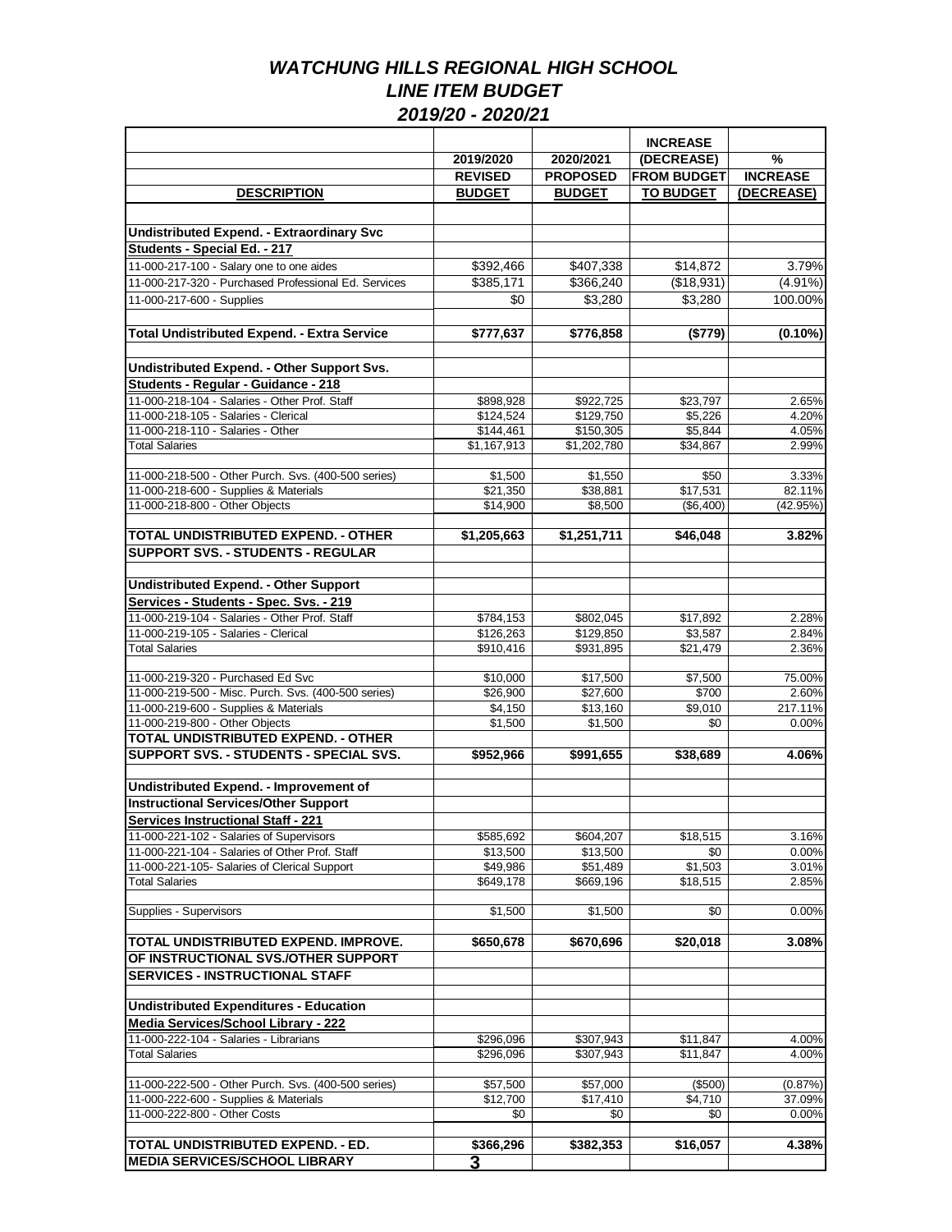# *WATCHUNG HILLS REGIONAL HIGH SCHOOL*
## *LINE ITEM BUDGET*
### *2019/20 - 2020/21*

| DESCRIPTION | 2019/2020 REVISED BUDGET | 2020/2021 PROPOSED BUDGET | INCREASE (DECREASE) FROM BUDGET TO BUDGET | % INCREASE (DECREASE) |
|---|---|---|---|---|
| **Undistributed Expend. - Extraordinary Svc** | | | | |
| **Students - Special Ed. - 217** | | | | |
| 11-000-217-100 - Salary one to one aides | $392,466 | $407,338 | $14,872 | 3.79% |
| 11-000-217-320 - Purchased Professional Ed. Services | $385,171 | $366,240 | ($18,931) | (4.91%) |
| 11-000-217-600 - Supplies | $0 | $3,280 | $3,280 | 100.00% |
| **Total Undistributed Expend. - Extra Service** | **$777,637** | **$776,858** | **($779)** | **(0.10%)** |
| **Undistributed Expend. - Other Support Svs.** | | | | |
| **Students - Regular - Guidance - 218** | | | | |
| 11-000-218-104 - Salaries - Other Prof. Staff | $898,928 | $922,725 | $23,797 | 2.65% |
| 11-000-218-105 - Salaries - Clerical | $124,524 | $129,750 | $5,226 | 4.20% |
| 11-000-218-110 - Salaries - Other | $144,461 | $150,305 | $5,844 | 4.05% |
| Total Salaries | $1,167,913 | $1,202,780 | $34,867 | 2.99% |
| 11-000-218-500 - Other Purch. Svs. (400-500 series) | $1,500 | $1,550 | $50 | 3.33% |
| 11-000-218-600 - Supplies & Materials | $21,350 | $38,881 | $17,531 | 82.11% |
| 11-000-218-800 - Other Objects | $14,900 | $8,500 | ($6,400) | (42.95%) |
| **TOTAL UNDISTRIBUTED EXPEND. - OTHER SUPPORT SVS. - STUDENTS - REGULAR** | **$1,205,663** | **$1,251,711** | **$46,048** | **3.82%** |
| **Undistributed Expend. - Other Support Services - Students - Spec. Svs. - 219** | | | | |
| 11-000-219-104 - Salaries - Other Prof. Staff | $784,153 | $802,045 | $17,892 | 2.28% |
| 11-000-219-105 - Salaries - Clerical | $126,263 | $129,850 | $3,587 | 2.84% |
| Total Salaries | $910,416 | $931,895 | $21,479 | 2.36% |
| 11-000-219-320 - Purchased Ed Svc | $10,000 | $17,500 | $7,500 | 75.00% |
| 11-000-219-500 - Misc. Purch. Svs. (400-500 series) | $26,900 | $27,600 | $700 | 2.60% |
| 11-000-219-600 - Supplies & Materials | $4,150 | $13,160 | $9,010 | 217.11% |
| 11-000-219-800 - Other Objects | $1,500 | $1,500 | $0 | 0.00% |
| **TOTAL UNDISTRIBUTED EXPEND. - OTHER SUPPORT SVS. - STUDENTS - SPECIAL SVS.** | **$952,966** | **$991,655** | **$38,689** | **4.06%** |
| **Undistributed Expend. - Improvement of Instructional Services/Other Support Services Instructional Staff - 221** | | | | |
| 11-000-221-102 - Salaries of Supervisors | $585,692 | $604,207 | $18,515 | 3.16% |
| 11-000-221-104 - Salaries of Other Prof. Staff | $13,500 | $13,500 | $0 | 0.00% |
| 11-000-221-105- Salaries of Clerical Support | $49,986 | $51,489 | $1,503 | 3.01% |
| Total Salaries | $649,178 | $669,196 | $18,515 | 2.85% |
| Supplies - Supervisors | $1,500 | $1,500 | $0 | 0.00% |
| **TOTAL UNDISTRIBUTED EXPEND. IMPROVE. OF INSTRUCTIONAL SVS./OTHER SUPPORT SERVICES - INSTRUCTIONAL STAFF** | **$650,678** | **$670,696** | **$20,018** | **3.08%** |
| **Undistributed Expenditures - Education Media Services/School Library - 222** | | | | |
| 11-000-222-104 - Salaries - Librarians | $296,096 | $307,943 | $11,847 | 4.00% |
| Total Salaries | $296,096 | $307,943 | $11,847 | 4.00% |
| 11-000-222-500 - Other Purch. Svs. (400-500 series) | $57,500 | $57,000 | ($500) | (0.87%) |
| 11-000-222-600 - Supplies & Materials | $12,700 | $17,410 | $4,710 | 37.09% |
| 11-000-222-800 - Other Costs | $0 | $0 | $0 | 0.00% |
| **TOTAL UNDISTRIBUTED EXPEND. - ED. MEDIA SERVICES/SCHOOL LIBRARY** | **$366,296** | **$382,353** | **$16,057** | **4.38%** |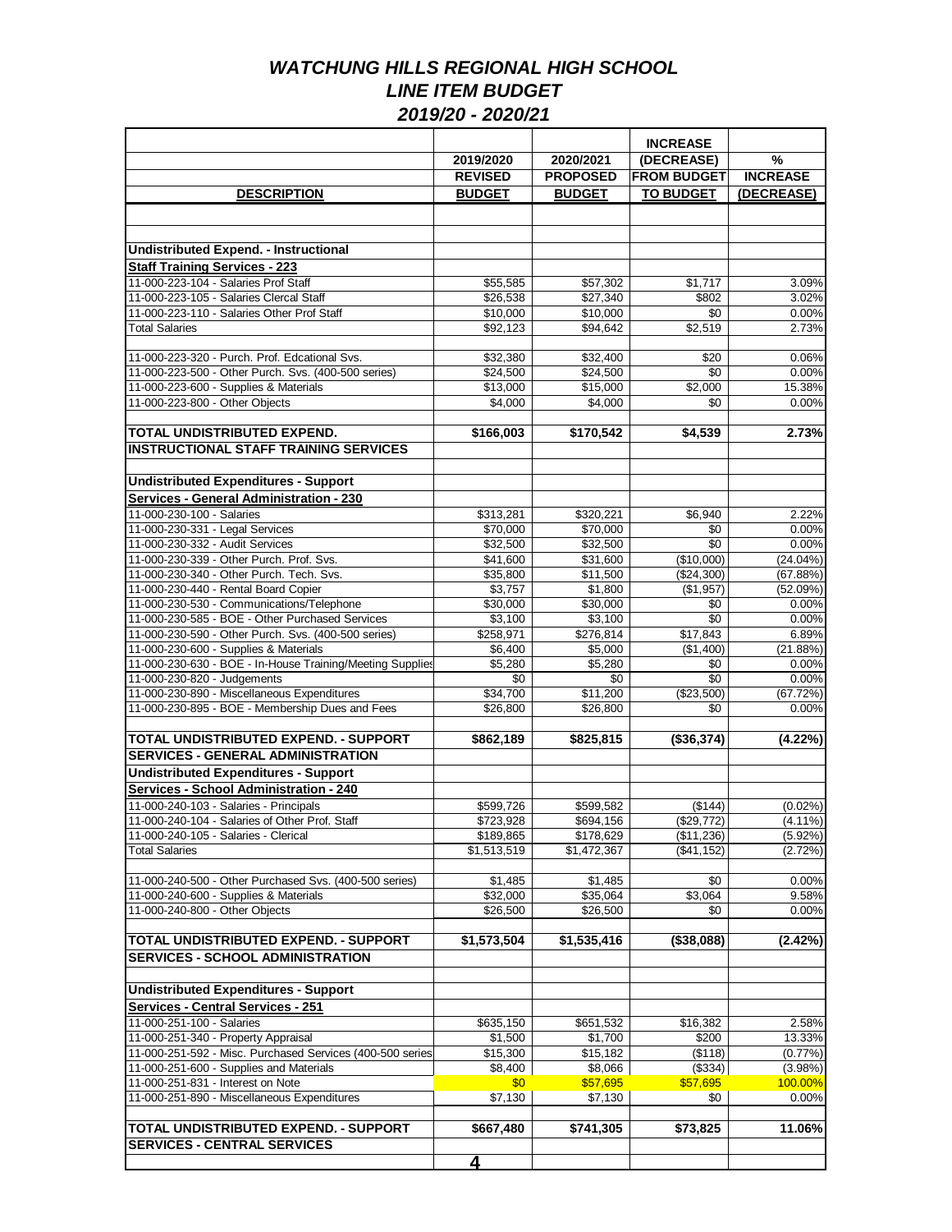# *WATCHUNG HILLS REGIONAL HIGH SCHOOL*
## *LINE ITEM BUDGET*
### *2019/20 - 2020/21*

| DESCRIPTION | 2019/2020 REVISED BUDGET | 2020/2021 PROPOSED BUDGET | INCREASE (DECREASE) FROM BUDGET TO BUDGET | % INCREASE (DECREASE) |
|---|---|---|---|---|
| | | | | |
| **Undistributed Expend. - Instructional** | | | | |
| **Staff Training Services - 223** | | | | |
| 11-000-223-104 - Salaries Prof Staff | $55,585 | $57,302 | $1,717 | 3.09% |
| 11-000-223-105 - Salaries Clercal Staff | $26,538 | $27,340 | $802 | 3.02% |
| 11-000-223-110 - Salaries Other Prof Staff | $10,000 | $10,000 | $0 | 0.00% |
| Total Salaries | $92,123 | $94,642 | $2,519 | 2.73% |
| | | | | |
| 11-000-223-320 - Purch. Prof. Edcational Svs. | $32,380 | $32,400 | $20 | 0.06% |
| 11-000-223-500 - Other Purch. Svs. (400-500 series) | $24,500 | $24,500 | $0 | 0.00% |
| 11-000-223-600 - Supplies & Materials | $13,000 | $15,000 | $2,000 | 15.38% |
| 11-000-223-800 - Other Objects | $4,000 | $4,000 | $0 | 0.00% |
| | | | | |
| **TOTAL UNDISTRIBUTED EXPEND. INSTRUCTIONAL STAFF TRAINING SERVICES** | **$166,003** | **$170,542** | **$4,539** | **2.73%** |
| | | | | |
| **Undistributed Expenditures - Support Services - General Administration - 230** | | | | |
| 11-000-230-100 - Salaries | $313,281 | $320,221 | $6,940 | 2.22% |
| 11-000-230-331 - Legal Services | $70,000 | $70,000 | $0 | 0.00% |
| 11-000-230-332 - Audit Services | $32,500 | $32,500 | $0 | 0.00% |
| 11-000-230-339 - Other Purch. Prof. Svs. | $41,600 | $31,600 | ($10,000) | (24.04%) |
| 11-000-230-340 - Other Purch. Tech. Svs. | $35,800 | $11,500 | ($24,300) | (67.88%) |
| 11-000-230-440 - Rental Board Copier | $3,757 | $1,800 | ($1,957) | (52.09%) |
| 11-000-230-530 - Communications/Telephone | $30,000 | $30,000 | $0 | 0.00% |
| 11-000-230-585 - BOE - Other Purchased Services | $3,100 | $3,100 | $0 | 0.00% |
| 11-000-230-590 - Other Purch. Svs. (400-500 series) | $258,971 | $276,814 | $17,843 | 6.89% |
| 11-000-230-600 - Supplies & Materials | $6,400 | $5,000 | ($1,400) | (21.88%) |
| 11-000-230-630 - BOE - In-House Training/Meeting Supplies | $5,280 | $5,280 | $0 | 0.00% |
| 11-000-230-820 - Judgements | $0 | $0 | $0 | 0.00% |
| 11-000-230-890 - Miscellaneous Expenditures | $34,700 | $11,200 | ($23,500) | (67.72%) |
| 11-000-230-895 - BOE - Membership Dues and Fees | $26,800 | $26,800 | $0 | 0.00% |
| | | | | |
| **TOTAL UNDISTRIBUTED EXPEND. - SUPPORT SERVICES - GENERAL ADMINISTRATION** | **$862,189** | **$825,815** | **($36,374)** | **(4.22%)** |
| **Undistributed Expenditures - Support Services - School Administration - 240** | | | | |
| 11-000-240-103 - Salaries - Principals | $599,726 | $599,582 | ($144) | (0.02%) |
| 11-000-240-104 - Salaries of Other Prof. Staff | $723,928 | $694,156 | ($29,772) | (4.11%) |
| 11-000-240-105 - Salaries - Clerical | $189,865 | $178,629 | ($11,236) | (5.92%) |
| Total Salaries | $1,513,519 | $1,472,367 | ($41,152) | (2.72%) |
| | | | | |
| 11-000-240-500 - Other Purchased Svs. (400-500 series) | $1,485 | $1,485 | $0 | 0.00% |
| 11-000-240-600 - Supplies & Materials | $32,000 | $35,064 | $3,064 | 9.58% |
| 11-000-240-800 - Other Objects | $26,500 | $26,500 | $0 | 0.00% |
| | | | | |
| **TOTAL UNDISTRIBUTED EXPEND. - SUPPORT SERVICES - SCHOOL ADMINISTRATION** | **$1,573,504** | **$1,535,416** | **($38,088)** | **(2.42%)** |
| | | | | |
| **Undistributed Expenditures - Support Services - Central Services - 251** | | | | |
| 11-000-251-100 - Salaries | $635,150 | $651,532 | $16,382 | 2.58% |
| 11-000-251-340 - Property Appraisal | $1,500 | $1,700 | $200 | 13.33% |
| 11-000-251-592 - Misc. Purchased Services (400-500 series | $15,300 | $15,182 | ($118) | (0.77%) |
| 11-000-251-600 - Supplies and Materials | $8,400 | $8,066 | ($334) | (3.98%) |
| 11-000-251-831 - Interest on Note | $0 | $57,695 | $57,695 | 100.00% |
| 11-000-251-890 - Miscellaneous Expenditures | $7,130 | $7,130 | $0 | 0.00% |
| | | | | |
| **TOTAL UNDISTRIBUTED EXPEND. - SUPPORT SERVICES - CENTRAL SERVICES** | **$667,480** | **$741,305** | **$73,825** | **11.06%** |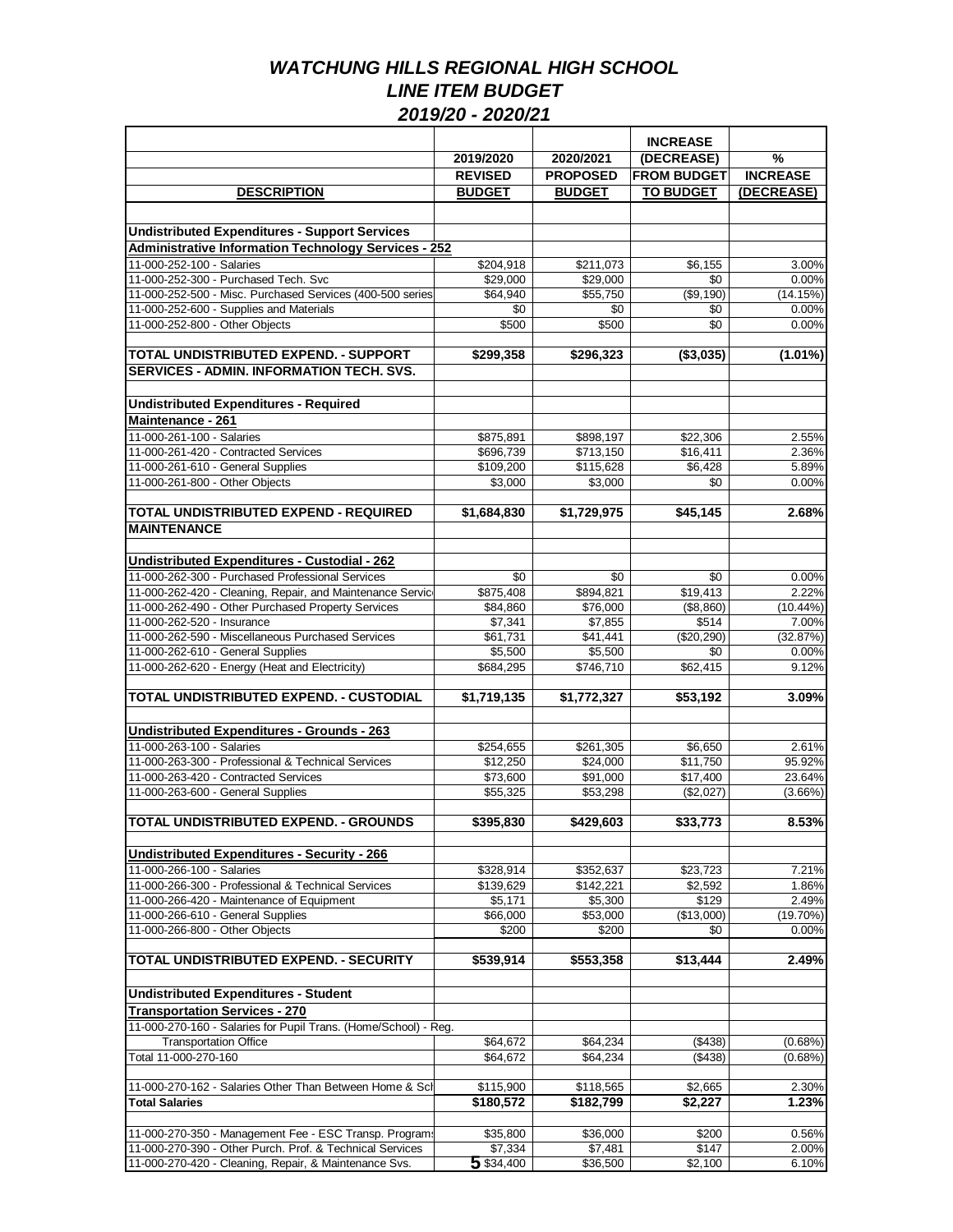# *WATCHUNG HILLS REGIONAL HIGH SCHOOL*
## *LINE ITEM BUDGET*
### *2019/20 - 2020/21*

| DESCRIPTION | 2019/2020 REVISED BUDGET | 2020/2021 PROPOSED BUDGET | INCREASE (DECREASE) FROM BUDGET TO BUDGET | % INCREASE (DECREASE) |
|---|---|---|---|---|
| **Undistributed Expenditures - Support Services** | | | | |
| **Administrative Information Technology Services - 252** | | | | |
| 11-000-252-100 - Salaries | $204,918 | $211,073 | $6,155 | 3.00% |
| 11-000-252-300 - Purchased Tech. Svc | $29,000 | $29,000 | $0 | 0.00% |
| 11-000-252-500 - Misc. Purchased Services (400-500 series | $64,940 | $55,750 | ($9,190) | (14.15%) |
| 11-000-252-600 - Supplies and Materials | $0 | $0 | $0 | 0.00% |
| 11-000-252-800 - Other Objects | $500 | $500 | $0 | 0.00% |
| **TOTAL UNDISTRIBUTED EXPEND. - SUPPORT SERVICES - ADMIN. INFORMATION TECH. SVS.** | **$299,358** | **$296,323** | **($3,035)** | **(1.01%)** |
| **Undistributed Expenditures - Required Maintenance - 261** | | | | |
| 11-000-261-100 - Salaries | $875,891 | $898,197 | $22,306 | 2.55% |
| 11-000-261-420 - Contracted Services | $696,739 | $713,150 | $16,411 | 2.36% |
| 11-000-261-610 - General Supplies | $109,200 | $115,628 | $6,428 | 5.89% |
| 11-000-261-800 - Other Objects | $3,000 | $3,000 | $0 | 0.00% |
| **TOTAL UNDISTRIBUTED EXPEND - REQUIRED MAINTENANCE** | **$1,684,830** | **$1,729,975** | **$45,145** | **2.68%** |
| **Undistributed Expenditures - Custodial - 262** | | | | |
| 11-000-262-300 - Purchased Professional Services | $0 | $0 | $0 | 0.00% |
| 11-000-262-420 - Cleaning, Repair, and Maintenance Servic | $875,408 | $894,821 | $19,413 | 2.22% |
| 11-000-262-490 - Other Purchased Property Services | $84,860 | $76,000 | ($8,860) | (10.44%) |
| 11-000-262-520 - Insurance | $7,341 | $7,855 | $514 | 7.00% |
| 11-000-262-590 - Miscellaneous Purchased Services | $61,731 | $41,441 | ($20,290) | (32.87%) |
| 11-000-262-610 - General Supplies | $5,500 | $5,500 | $0 | 0.00% |
| 11-000-262-620 - Energy (Heat and Electricity) | $684,295 | $746,710 | $62,415 | 9.12% |
| **TOTAL UNDISTRIBUTED EXPEND. - CUSTODIAL** | **$1,719,135** | **$1,772,327** | **$53,192** | **3.09%** |
| **Undistributed Expenditures - Grounds - 263** | | | | |
| 11-000-263-100 - Salaries | $254,655 | $261,305 | $6,650 | 2.61% |
| 11-000-263-300 - Professional & Technical Services | $12,250 | $24,000 | $11,750 | 95.92% |
| 11-000-263-420 - Contracted Services | $73,600 | $91,000 | $17,400 | 23.64% |
| 11-000-263-600 - General Supplies | $55,325 | $53,298 | ($2,027) | (3.66%) |
| **TOTAL UNDISTRIBUTED EXPEND. - GROUNDS** | **$395,830** | **$429,603** | **$33,773** | **8.53%** |
| **Undistributed Expenditures - Security - 266** | | | | |
| 11-000-266-100 - Salaries | $328,914 | $352,637 | $23,723 | 7.21% |
| 11-000-266-300 - Professional & Technical Services | $139,629 | $142,221 | $2,592 | 1.86% |
| 11-000-266-420 - Maintenance of Equipment | $5,171 | $5,300 | $129 | 2.49% |
| 11-000-266-610 - General Supplies | $66,000 | $53,000 | ($13,000) | (19.70%) |
| 11-000-266-800 - Other Objects | $200 | $200 | $0 | 0.00% |
| **TOTAL UNDISTRIBUTED EXPEND. - SECURITY** | **$539,914** | **$553,358** | **$13,444** | **2.49%** |
| **Undistributed Expenditures - Student Transportation Services - 270** | | | | |
| 11-000-270-160 - Salaries for Pupil Trans. (Home/School) - Reg. | | | | |
| Transportation Office | $64,672 | $64,234 | ($438) | (0.68%) |
| Total 11-000-270-160 | $64,672 | $64,234 | ($438) | (0.68%) |
| 11-000-270-162 - Salaries Other Than Between Home & Sch | $115,900 | $118,565 | $2,665 | 2.30% |
| **Total Salaries** | **$180,572** | **$182,799** | **$2,227** | **1.23%** |
| 11-000-270-350 - Management Fee - ESC Transp. Program | $35,800 | $36,000 | $200 | 0.56% |
| 11-000-270-390 - Other Purch. Prof. & Technical Services | $7,334 | $7,481 | $147 | 2.00% |
| 11-000-270-420 - Cleaning, Repair, & Maintenance Svs. | $34,400 | $36,500 | $2,100 | 6.10% |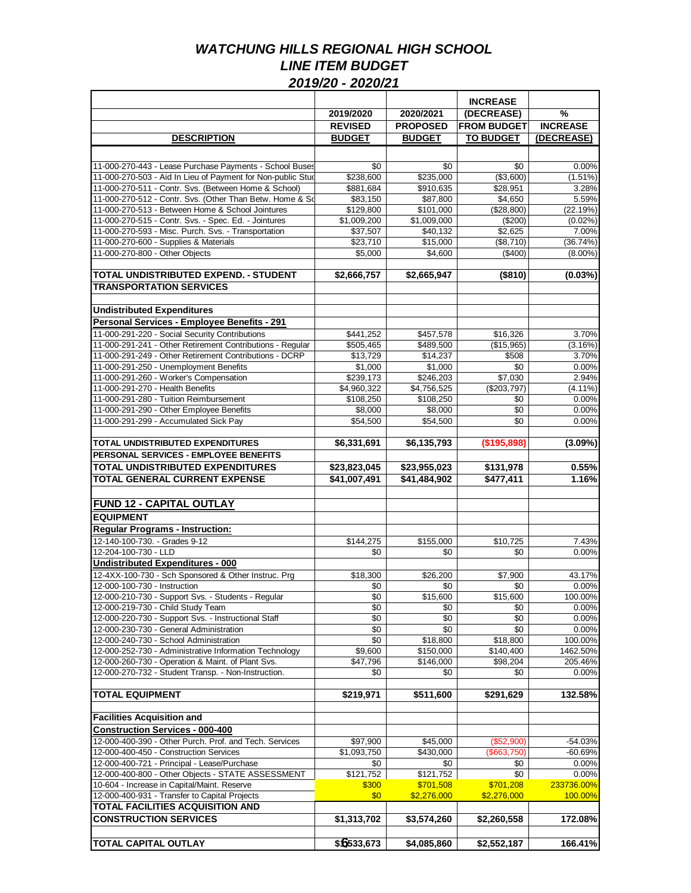# *WATCHUNG HILLS REGIONAL HIGH SCHOOL*
## *LINE ITEM BUDGET*
### *2019/20 - 2020/21*

| DESCRIPTION | 2019/2020 REVISED BUDGET | 2020/2021 PROPOSED BUDGET | INCREASE (DECREASE) FROM BUDGET TO BUDGET | % INCREASE (DECREASE) |
|---|---|---|---|---|
| 11-000-270-443 - Lease Purchase Payments - School Buses | $0 | $0 | $0 | 0.00% |
| 11-000-270-503 - Aid In Lieu of Payment for Non-public Stud | $238,600 | $235,000 | ($3,600) | (1.51%) |
| 11-000-270-511 - Contr. Svs. (Between Home & School) | $881,684 | $910,635 | $28,951 | 3.28% |
| 11-000-270-512 - Contr. Svs. (Other Than Betw. Home & Sc | $83,150 | $87,800 | $4,650 | 5.59% |
| 11-000-270-513 - Between Home & School Jointures | $129,800 | $101,000 | ($28,800) | (22.19%) |
| 11-000-270-515 - Contr. Svs. - Spec. Ed. - Jointures | $1,009,200 | $1,009,000 | ($200) | (0.02%) |
| 11-000-270-593 - Misc. Purch. Svs. - Transportation | $37,507 | $40,132 | $2,625 | 7.00% |
| 11-000-270-600 - Supplies & Materials | $23,710 | $15,000 | ($8,710) | (36.74%) |
| 11-000-270-800 - Other Objects | $5,000 | $4,600 | ($400) | (8.00%) |
| **TOTAL UNDISTRIBUTED EXPEND. - STUDENT TRANSPORTATION SERVICES** | **$2,666,757** | **$2,665,947** | **($810)** | **(0.03%)** |
| **Undistributed Expenditures** | | | | |
| **Personal Services - Employee Benefits - 291** | | | | |
| 11-000-291-220 - Social Security Contributions | $441,252 | $457,578 | $16,326 | 3.70% |
| 11-000-291-241 - Other Retirement Contributions - Regular | $505,465 | $489,500 | ($15,965) | (3.16%) |
| 11-000-291-249 - Other Retirement Contributions - DCRP | $13,729 | $14,237 | $508 | 3.70% |
| 11-000-291-250 - Unemployment Benefits | $1,000 | $1,000 | $0 | 0.00% |
| 11-000-291-260 - Worker's Compensation | $239,173 | $246,203 | $7,030 | 2.94% |
| 11-000-291-270 - Health Benefits | $4,960,322 | $4,756,525 | ($203,797) | (4.11%) |
| 11-000-291-280 - Tuition Reimbursement | $108,250 | $108,250 | $0 | 0.00% |
| 11-000-291-290 - Other Employee Benefits | $8,000 | $8,000 | $0 | 0.00% |
| 11-000-291-299 - Accumulated Sick Pay | $54,500 | $54,500 | $0 | 0.00% |
| **TOTAL UNDISTRIBUTED EXPENDITURES PERSONAL SERVICES - EMPLOYEE BENEFITS** | **$6,331,691** | **$6,135,793** | **($195,898)** | **(3.09%)** |
| **TOTAL UNDISTRIBUTED EXPENDITURES** | **$23,823,045** | **$23,955,023** | **$131,978** | **0.55%** |
| **TOTAL GENERAL CURRENT EXPENSE** | **$41,007,491** | **$41,484,902** | **$477,411** | **1.16%** |
| **FUND 12 - CAPITAL OUTLAY** | | | | |
| **EQUIPMENT** | | | | |
| **Regular Programs - Instruction:** | | | | |
| 12-140-100-730. - Grades 9-12 | $144,275 | $155,000 | $10,725 | 7.43% |
| 12-204-100-730 - LLD | $0 | $0 | $0 | 0.00% |
| **Undistributed Expenditures - 000** | | | | |
| 12-4XX-100-730 - Sch Sponsored & Other Instruc. Prg | $18,300 | $26,200 | $7,900 | 43.17% |
| 12-000-100-730 - Instruction | $0 | $0 | $0 | 0.00% |
| 12-000-210-730 - Support Svs. - Students - Regular | $0 | $15,600 | $15,600 | 100.00% |
| 12-000-219-730 - Child Study Team | $0 | $0 | $0 | 0.00% |
| 12-000-220-730 - Support Svs. - Instructional Staff | $0 | $0 | $0 | 0.00% |
| 12-000-230-730 - General Administration | $0 | $0 | $0 | 0.00% |
| 12-000-240-730 - School Administration | $0 | $18,800 | $18,800 | 100.00% |
| 12-000-252-730 - Administrative Information Technology | $9,600 | $150,000 | $140,400 | 1462.50% |
| 12-000-260-730 - Operation & Maint. of Plant Svs. | $47,796 | $146,000 | $98,204 | 205.46% |
| 12-000-270-732 - Student Transp. - Non-Instruction. | $0 | $0 | $0 | 0.00% |
| **TOTAL EQUIPMENT** | **$219,971** | **$511,600** | **$291,629** | **132.58%** |
| **Facilities Acquisition and** | | | | |
| **Construction Services - 000-400** | | | | |
| 12-000-400-390 - Other Purch. Prof. and Tech. Services | $97,900 | $45,000 | ($52,900) | -54.03% |
| 12-000-400-450 - Construction Services | $1,093,750 | $430,000 | ($663,750) | -60.69% |
| 12-000-400-721 - Principal - Lease/Purchase | $0 | $0 | $0 | 0.00% |
| 12-000-400-800 - Other Objects - STATE ASSESSMENT | $121,752 | $121,752 | $0 | 0.00% |
| 10-604 - Increase in Capital/Maint. Reserve | $300 | $701,508 | $701,208 | 233736.00% |
| 12-000-400-931 - Transfer to Capital Projects | $0 | $2,276,000 | $2,276,000 | 100.00% |
| **TOTAL FACILITIES ACQUISITION AND CONSTRUCTION SERVICES** | **$1,313,702** | **$3,574,260** | **$2,260,558** | **172.08%** |
| **TOTAL CAPITAL OUTLAY** | **$1,533,673** | **$4,085,860** | **$2,552,187** | **166.41%** |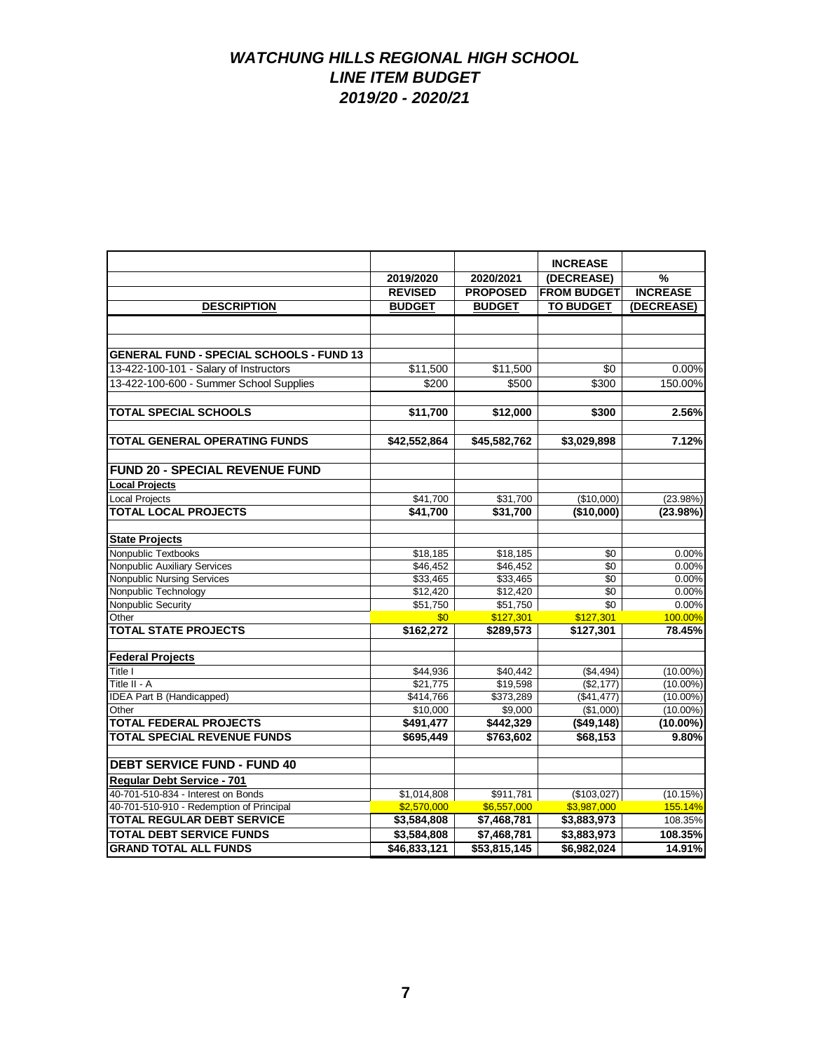# *WATCHUNG HILLS REGIONAL HIGH SCHOOL*
# *LINE ITEM BUDGET*
# *2019/20 - 2020/21*

| DESCRIPTION | 2019/2020 REVISED BUDGET | 2020/2021 PROPOSED BUDGET | INCREASE (DECREASE) FROM BUDGET TO BUDGET | % INCREASE (DECREASE) |
|---|---|---|---|---|
| | | | | |
| | | | | |
| **GENERAL FUND - SPECIAL SCHOOLS - FUND 13** | | | | |
| 13-422-100-101 - Salary of Instructors | $11,500 | $11,500 | $0 | 0.00% |
| 13-422-100-600 - Summer School Supplies | $200 | $500 | $300 | 150.00% |
| | | | | |
| **TOTAL SPECIAL SCHOOLS** | **$11,700** | **$12,000** | **$300** | **2.56%** |
| | | | | |
| **TOTAL GENERAL OPERATING FUNDS** | **$42,552,864** | **$45,582,762** | **$3,029,898** | **7.12%** |
| | | | | |
| **FUND 20 - SPECIAL REVENUE FUND** | | | | |
| **Local Projects** | | | | |
| Local Projects | $41,700 | $31,700 | ($10,000) | (23.98%) |
| **TOTAL LOCAL PROJECTS** | **$41,700** | **$31,700** | **($10,000)** | **(23.98%)** |
| | | | | |
| **State Projects** | | | | |
| Nonpublic Textbooks | $18,185 | $18,185 | $0 | 0.00% |
| Nonpublic Auxiliary Services | $46,452 | $46,452 | $0 | 0.00% |
| Nonpublic Nursing Services | $33,465 | $33,465 | $0 | 0.00% |
| Nonpublic Technology | $12,420 | $12,420 | $0 | 0.00% |
| Nonpublic Security | $51,750 | $51,750 | $0 | 0.00% |
| Other | $0 | $127,301 | $127,301 | 100.00% |
| **TOTAL STATE PROJECTS** | **$162,272** | **$289,573** | **$127,301** | **78.45%** |
| | | | | |
| **Federal Projects** | | | | |
| Title I | $44,936 | $40,442 | ($4,494) | (10.00%) |
| Title II - A | $21,775 | $19,598 | ($2,177) | (10.00%) |
| IDEA Part B (Handicapped) | $414,766 | $373,289 | ($41,477) | (10.00%) |
| Other | $10,000 | $9,000 | ($1,000) | (10.00%) |
| **TOTAL FEDERAL PROJECTS** | **$491,477** | **$442,329** | **($49,148)** | **(10.00%)** |
| **TOTAL SPECIAL REVENUE FUNDS** | **$695,449** | **$763,602** | **$68,153** | **9.80%** |
| | | | | |
| **DEBT SERVICE FUND - FUND 40** | | | | |
| **Regular Debt Service - 701** | | | | |
| 40-701-510-834 - Interest on Bonds | $1,014,808 | $911,781 | ($103,027) | (10.15%) |
| 40-701-510-910 - Redemption of Principal | $2,570,000 | $6,557,000 | $3,987,000 | 155.14% |
| **TOTAL REGULAR DEBT SERVICE** | **$3,584,808** | **$7,468,781** | **$3,883,973** | 108.35% |
| **TOTAL DEBT SERVICE FUNDS** | **$3,584,808** | **$7,468,781** | **$3,883,973** | **108.35%** |
| **GRAND TOTAL ALL FUNDS** | **$46,833,121** | **$53,815,145** | **$6,982,024** | **14.91%** |